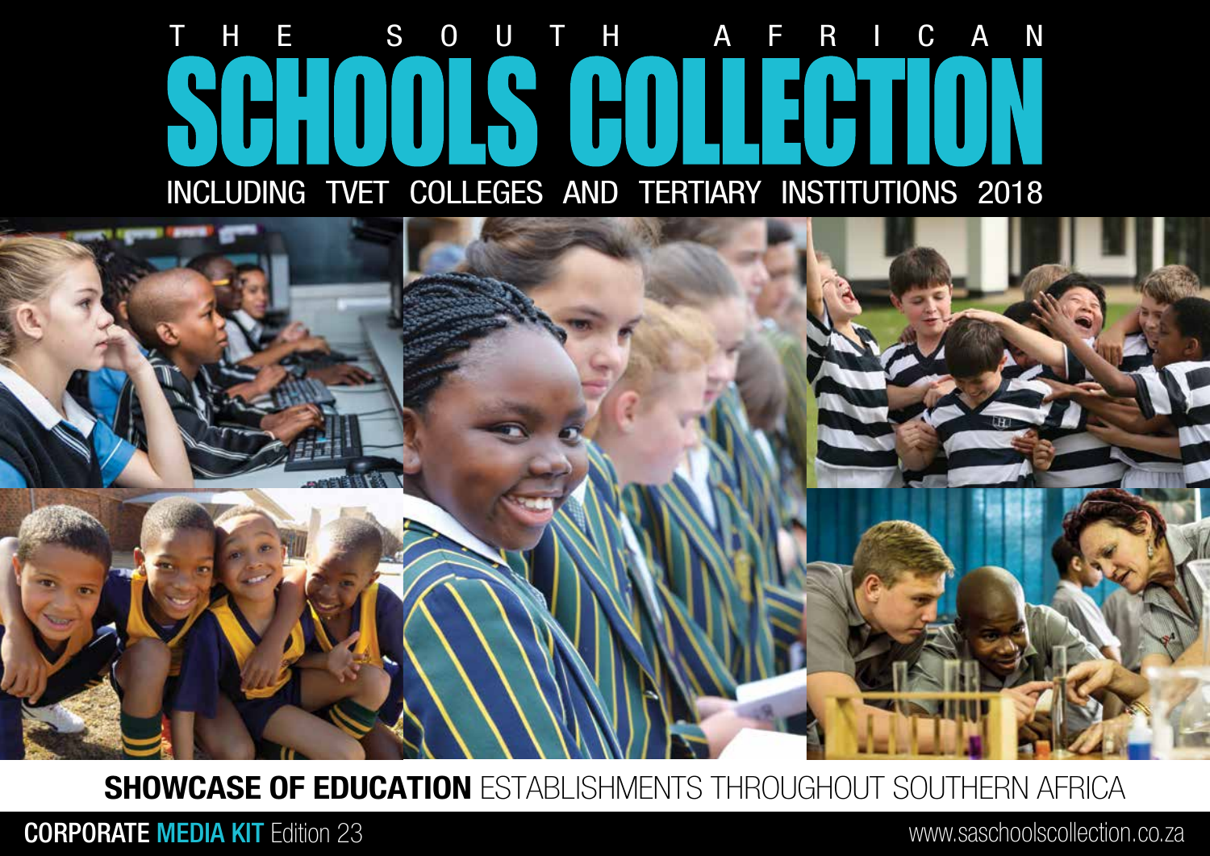# THE SOUTH AFRICAN SCHOOLS COLLECTION

INCLUDING TVET COLLEGES AND TERTIARY INSTITUTIONS 2018

**SHOWCASE OF EDUCATION** ESTABLISHMENTS THROUGHOUT SOUTHERN AFRICA

**CORPORATE MEDIA KIT** Edition 23

www.saschoolscollection.co.za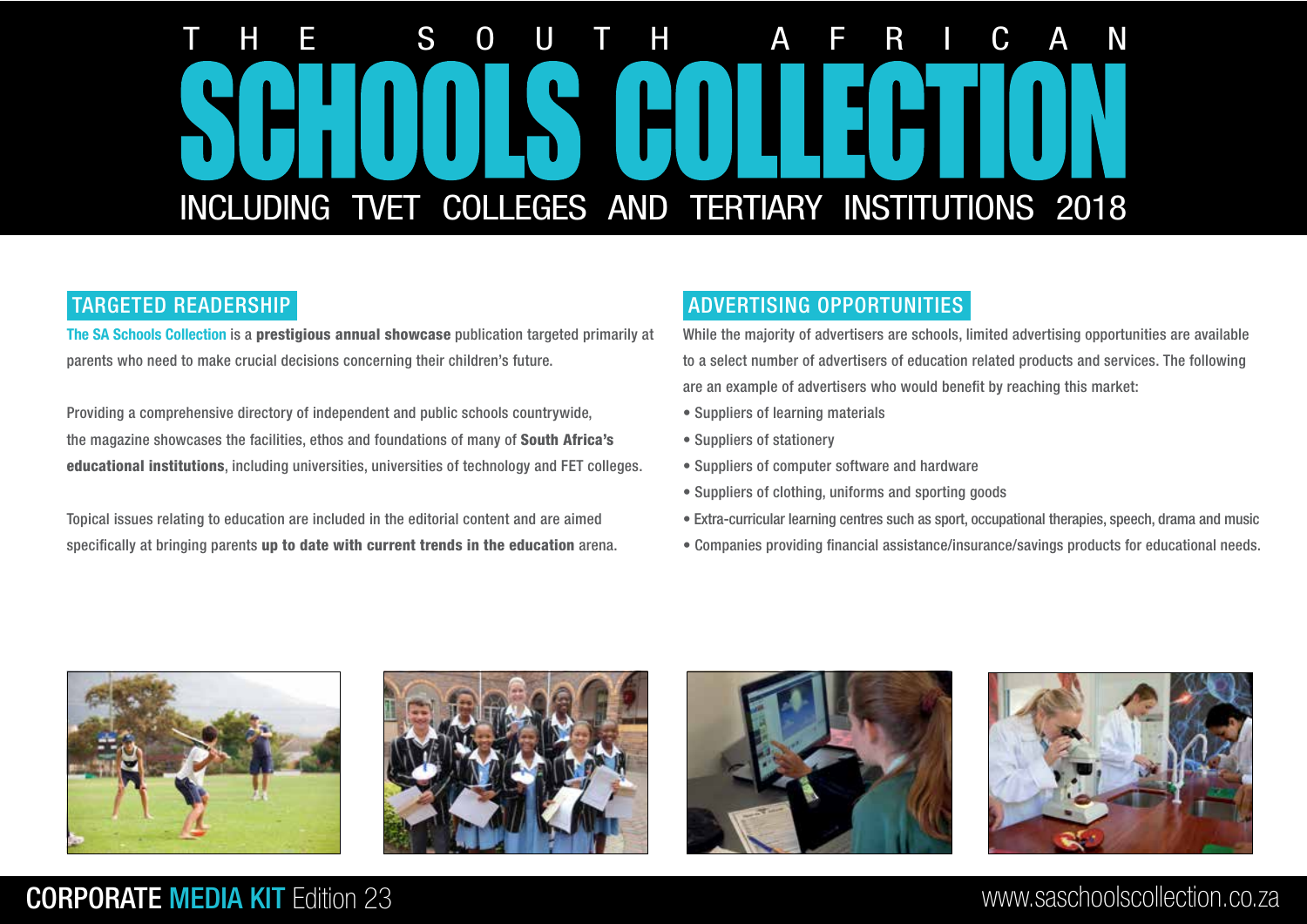# THE SOUTH AFRICAN SCHOOLS COLLECTION

## INCLUDING TVET COLLEGES AND TERTIARY INSTITUTIONS 2018

## TARGETED READERSHIP

**The SA Schools Collection** is a **prestigious annual showcase** publication targeted primarily at parents who need to make crucial decisions concerning their children's future.

Providing a comprehensive directory of independent and public schools countrywide, the magazine showcases the facilities, ethos and foundations of many of **South Africa's educational institutions**, including universities, universities of technology and FET colleges.

Topical issues relating to education are included in the editorial content and are aimed specifically at bringing parents **up to date with current trends in the education** arena.

## ADVERTISING OPPORTUNITIES

While the majority of advertisers are schools, limited advertising opportunities are available to a select number of advertisers of education related products and services. The following are an example of advertisers who would benefit by reaching this market:

- Suppliers of learning materials
- Suppliers of stationery
- Suppliers of computer software and hardware
- Suppliers of clothing, uniforms and sporting goods
- Extra-curricular learning centres such as sport, occupational therapies, speech, drama and music
- Companies providing financial assistance/insurance/savings products for educational needs.

**CORPORATE MEDIA KIT** Edition 23

www.saschoolscollection.co.za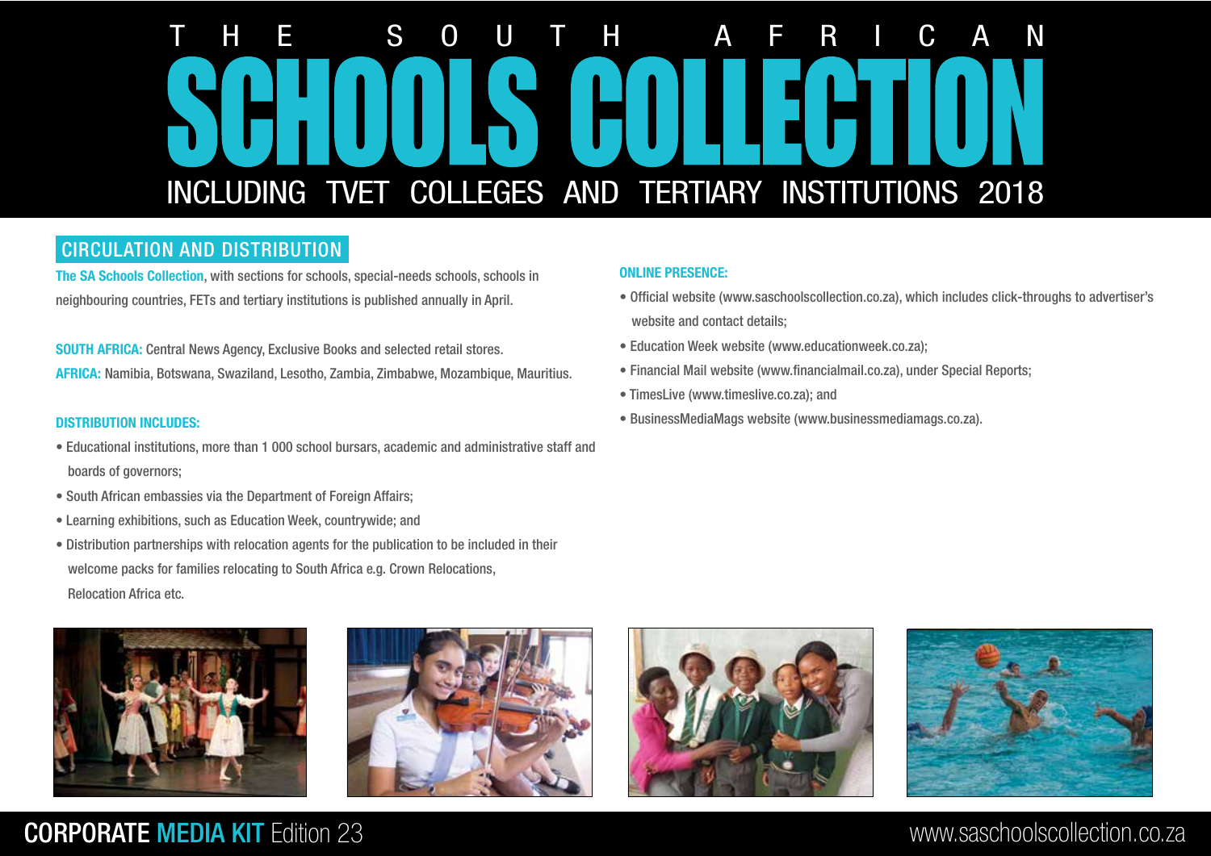# THE SOUTH AFRICAN SCHOOLS COLLECTION

## INCLUDING TVET COLLEGES AND TERTIARY INSTITUTIONS 2018

## CIRCULATION AND DISTRIBUTION

**The SA Schools Collection**, with sections for schools, special-needs schools, schools in neighbouring countries, FETs and tertiary institutions is published annually in April.

**SOUTH AFRICA:** Central News Agency, Exclusive Books and selected retail stores.

**AFRICA:** Namibia, Botswana, Swaziland, Lesotho, Zambia, Zimbabwe, Mozambique, Mauritius.

**DISTRIBUTION INCLUDES:**

- Educational institutions, more than 1 000 school bursars, academic and administrative staff and boards of governors;
- South African embassies via the Department of Foreign Affairs;
- Learning exhibitions, such as Education Week, countrywide; and
- Distribution partnerships with relocation agents for the publication to be included in their welcome packs for families relocating to South Africa e.g. Crown Relocations, Relocation Africa etc.

**ONLINE PRESENCE:**

- Official website (www.saschoolscollection.co.za), which includes click-throughs to advertiser's website and contact details;
- Education Week website (www.educationweek.co.za);
- Financial Mail website (www.financialmail.co.za), under Special Reports;
- TimesLive (www.timeslive.co.za); and
- BusinessMediaMags website (www.businessmediamags.co.za).

CORPORATE MEDIA KIT Edition 23

www.saschoolscollection.co.za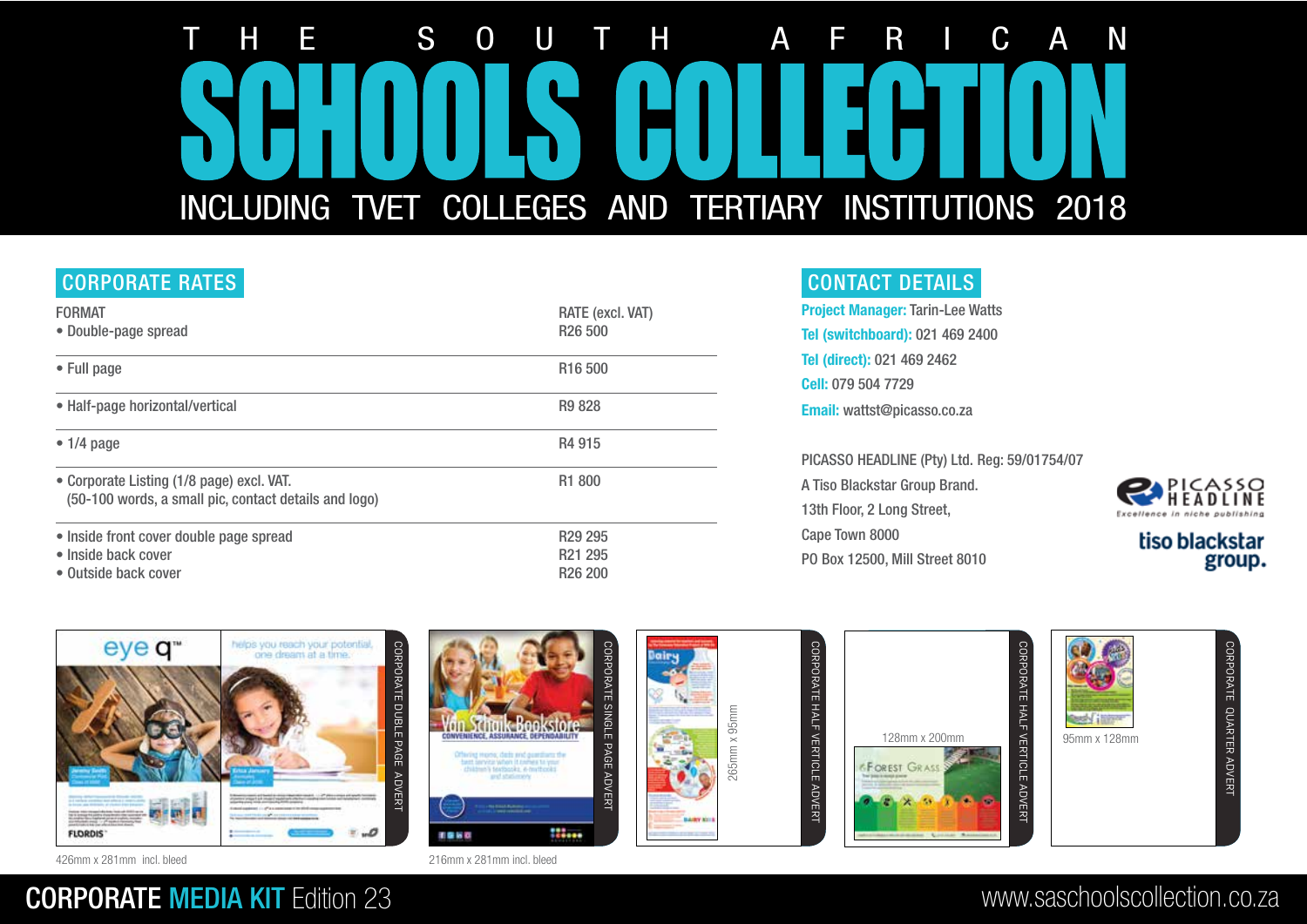# THE SOUTH AFRICAN SCHOOLS COLLECTION

## INCLUDING TVET COLLEGES AND TERTIARY INSTITUTIONS 2018

## CORPORATE RATES

| FORMAT | RATE (excl. VAT) |
|---|---|
| • Double-page spread | R26 500 |
| • Full page | R16 500 |
| • Half-page horizontal/vertical | R9 828 |
| • 1/4 page | R4 915 |
| • Corporate Listing (1/8 page) excl. VAT. (50-100 words, a small pic, contact details and logo) | R1 800 |
| • Inside front cover double page spread | R29 295 |
| • Inside back cover | R21 295 |
| • Outside back cover | R26 200 |

## CONTACT DETAILS

**Project Manager:** Tarin-Lee Watts
**Tel (switchboard):** 021 469 2400
**Tel (direct):** 021 469 2462
**Cell:** 079 504 7729
**Email:** wattst@picasso.co.za

PICASSO HEADLINE (Pty) Ltd. Reg: 59/01754/07
A Tiso Blackstar Group Brand.
13th Floor, 2 Long Street,
Cape Town 8000
PO Box 12500, Mill Street 8010

PICASSO HEADLINE
Excellence in niche publishing

tiso blackstar group.

CORPORATE DUBLE PAGE ADVERT
426mm x 281mm incl. bleed

CORPORATE SINGLE PAGE ADVERT
216mm x 281mm incl. bleed

CORPORATE HALF VERTICLE ADVERT
265mm x 95mm

CORPORATE HALF VERTICLE ADVERT
128mm x 200mm

CORPORATE QUARTER ADVERT
95mm x 128mm

CORPORATE MEDIA KIT Edition 23

www.saschoolscollection.co.za